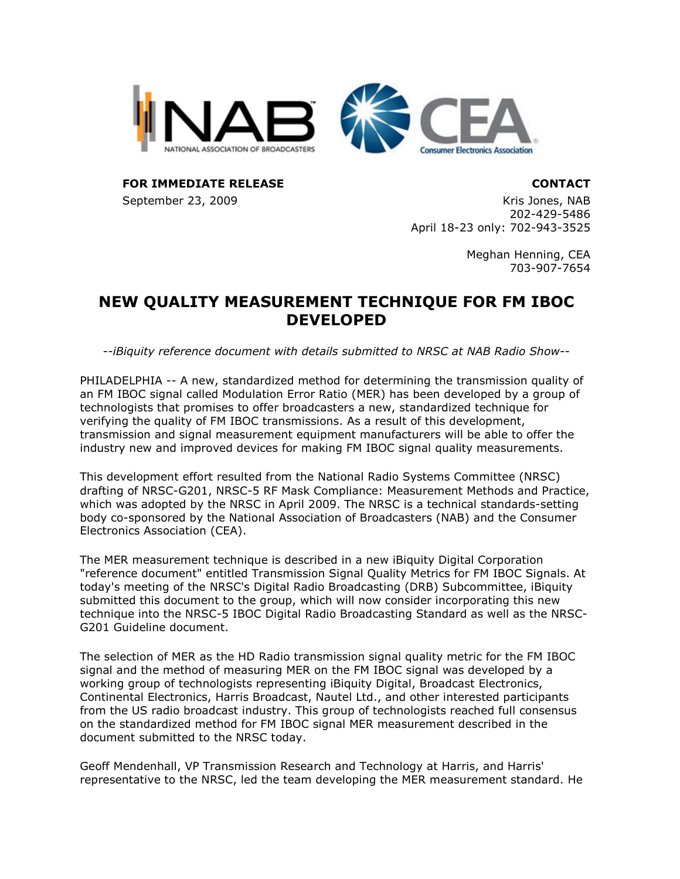**FOR IMMEDIATE RELEASE**
September 23, 2009

**CONTACT**
Kris Jones, NAB
202-429-5486
April 18-23 only: 702-943-3525

Meghan Henning, CEA
703-907-7654

# NEW QUALITY MEASUREMENT TECHNIQUE FOR FM IBOC DEVELOPED

*--iBiquity reference document with details submitted to NRSC at NAB Radio Show--*

PHILADELPHIA -- A new, standardized method for determining the transmission quality of an FM IBOC signal called Modulation Error Ratio (MER) has been developed by a group of technologists that promises to offer broadcasters a new, standardized technique for verifying the quality of FM IBOC transmissions. As a result of this development, transmission and signal measurement equipment manufacturers will be able to offer the industry new and improved devices for making FM IBOC signal quality measurements.

This development effort resulted from the National Radio Systems Committee (NRSC) drafting of NRSC-G201, NRSC-5 RF Mask Compliance: Measurement Methods and Practice, which was adopted by the NRSC in April 2009. The NRSC is a technical standards-setting body co-sponsored by the National Association of Broadcasters (NAB) and the Consumer Electronics Association (CEA).

The MER measurement technique is described in a new iBiquity Digital Corporation "reference document" entitled Transmission Signal Quality Metrics for FM IBOC Signals. At today's meeting of the NRSC's Digital Radio Broadcasting (DRB) Subcommittee, iBiquity submitted this document to the group, which will now consider incorporating this new technique into the NRSC-5 IBOC Digital Radio Broadcasting Standard as well as the NRSC-G201 Guideline document.

The selection of MER as the HD Radio transmission signal quality metric for the FM IBOC signal and the method of measuring MER on the FM IBOC signal was developed by a working group of technologists representing iBiquity Digital, Broadcast Electronics, Continental Electronics, Harris Broadcast, Nautel Ltd., and other interested participants from the US radio broadcast industry. This group of technologists reached full consensus on the standardized method for FM IBOC signal MER measurement described in the document submitted to the NRSC today.

Geoff Mendenhall, VP Transmission Research and Technology at Harris, and Harris' representative to the NRSC, led the team developing the MER measurement standard. He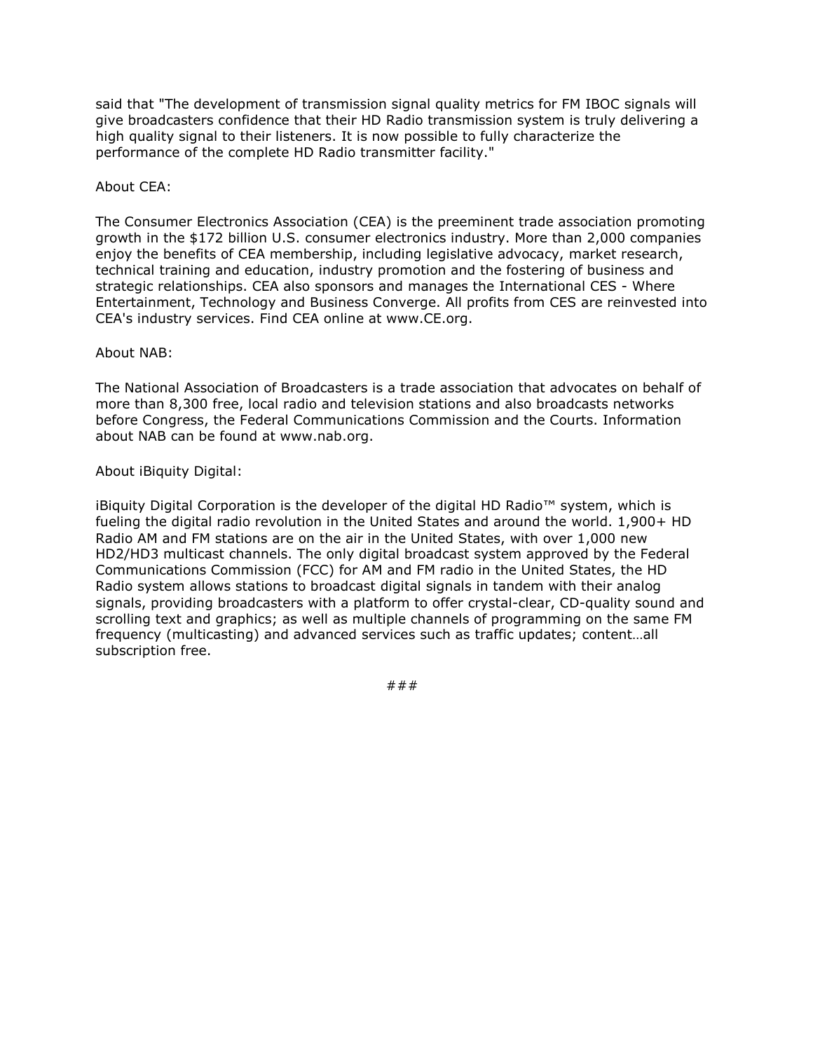said that "The development of transmission signal quality metrics for FM IBOC signals will give broadcasters confidence that their HD Radio transmission system is truly delivering a high quality signal to their listeners. It is now possible to fully characterize the performance of the complete HD Radio transmitter facility."

About CEA:

The Consumer Electronics Association (CEA) is the preeminent trade association promoting growth in the $172 billion U.S. consumer electronics industry. More than 2,000 companies enjoy the benefits of CEA membership, including legislative advocacy, market research, technical training and education, industry promotion and the fostering of business and strategic relationships. CEA also sponsors and manages the International CES - Where Entertainment, Technology and Business Converge. All profits from CES are reinvested into CEA's industry services. Find CEA online at www.CE.org.

About NAB:

The National Association of Broadcasters is a trade association that advocates on behalf of more than 8,300 free, local radio and television stations and also broadcasts networks before Congress, the Federal Communications Commission and the Courts. Information about NAB can be found at www.nab.org.

About iBiquity Digital:

iBiquity Digital Corporation is the developer of the digital HD Radio™ system, which is fueling the digital radio revolution in the United States and around the world. 1,900+ HD Radio AM and FM stations are on the air in the United States, with over 1,000 new HD2/HD3 multicast channels. The only digital broadcast system approved by the Federal Communications Commission (FCC) for AM and FM radio in the United States, the HD Radio system allows stations to broadcast digital signals in tandem with their analog signals, providing broadcasters with a platform to offer crystal-clear, CD-quality sound and scrolling text and graphics; as well as multiple channels of programming on the same FM frequency (multicasting) and advanced services such as traffic updates; content…all subscription free.

###